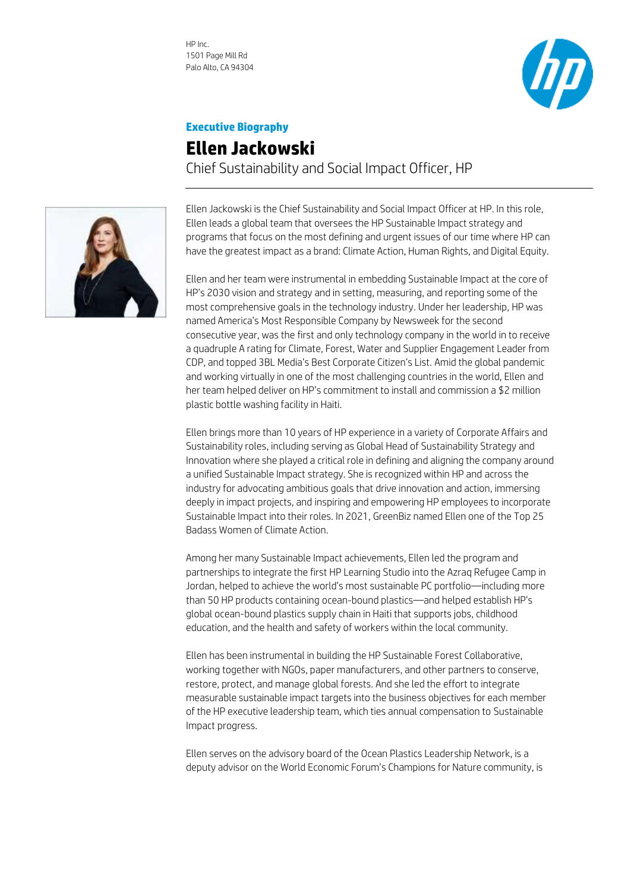HP Inc.
1501 Page Mill Rd
Palo Alto, CA 94304

**Executive Biography**

# Ellen Jackowski

Chief Sustainability and Social Impact Officer, HP

Ellen Jackowski is the Chief Sustainability and Social Impact Officer at HP. In this role, Ellen leads a global team that oversees the HP Sustainable Impact strategy and programs that focus on the most defining and urgent issues of our time where HP can have the greatest impact as a brand: Climate Action, Human Rights, and Digital Equity.

Ellen and her team were instrumental in embedding Sustainable Impact at the core of HP's 2030 vision and strategy and in setting, measuring, and reporting some of the most comprehensive goals in the technology industry. Under her leadership, HP was named America's Most Responsible Company by Newsweek for the second consecutive year, was the first and only technology company in the world in to receive a quadruple A rating for Climate, Forest, Water and Supplier Engagement Leader from CDP, and topped 3BL Media's Best Corporate Citizen's List. Amid the global pandemic and working virtually in one of the most challenging countries in the world, Ellen and her team helped deliver on HP's commitment to install and commission a $2 million plastic bottle washing facility in Haiti.

Ellen brings more than 10 years of HP experience in a variety of Corporate Affairs and Sustainability roles, including serving as Global Head of Sustainability Strategy and Innovation where she played a critical role in defining and aligning the company around a unified Sustainable Impact strategy. She is recognized within HP and across the industry for advocating ambitious goals that drive innovation and action, immersing deeply in impact projects, and inspiring and empowering HP employees to incorporate Sustainable Impact into their roles. In 2021, GreenBiz named Ellen one of the Top 25 Badass Women of Climate Action.

Among her many Sustainable Impact achievements, Ellen led the program and partnerships to integrate the first HP Learning Studio into the Azraq Refugee Camp in Jordan, helped to achieve the world's most sustainable PC portfolio—including more than 50 HP products containing ocean-bound plastics—and helped establish HP's global ocean-bound plastics supply chain in Haiti that supports jobs, childhood education, and the health and safety of workers within the local community.

Ellen has been instrumental in building the HP Sustainable Forest Collaborative, working together with NGOs, paper manufacturers, and other partners to conserve, restore, protect, and manage global forests. And she led the effort to integrate measurable sustainable impact targets into the business objectives for each member of the HP executive leadership team, which ties annual compensation to Sustainable Impact progress.

Ellen serves on the advisory board of the Ocean Plastics Leadership Network, is a deputy advisor on the World Economic Forum's Champions for Nature community, is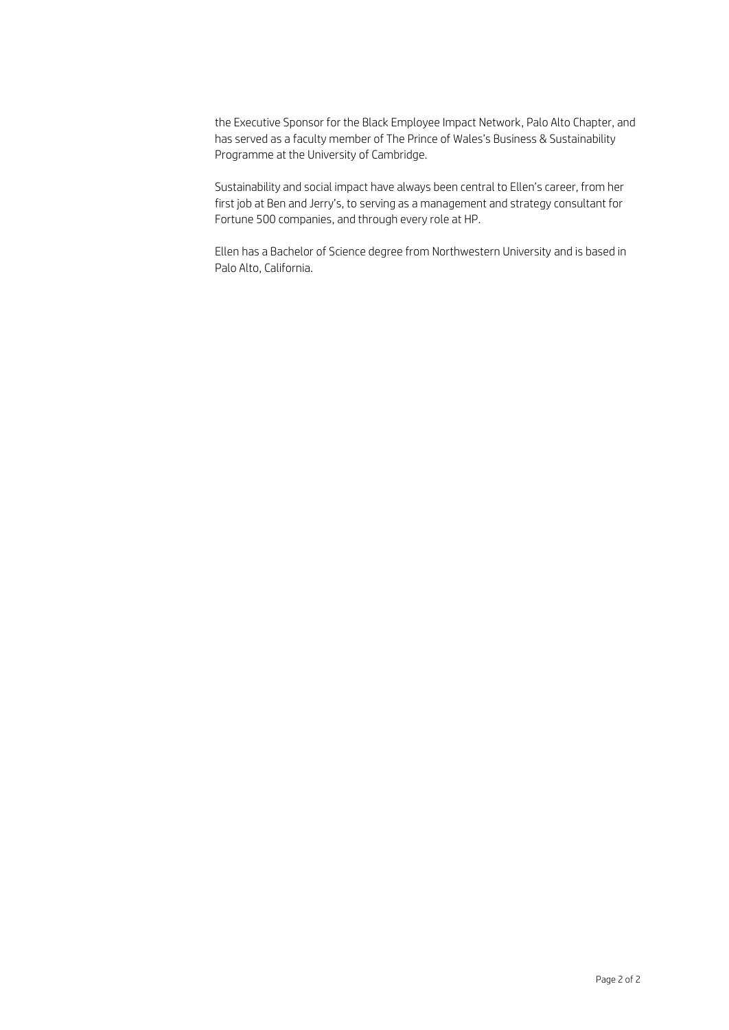the Executive Sponsor for the Black Employee Impact Network, Palo Alto Chapter, and has served as a faculty member of The Prince of Wales's Business & Sustainability Programme at the University of Cambridge.

Sustainability and social impact have always been central to Ellen's career, from her first job at Ben and Jerry's, to serving as a management and strategy consultant for Fortune 500 companies, and through every role at HP.

Ellen has a Bachelor of Science degree from Northwestern University and is based in Palo Alto, California.